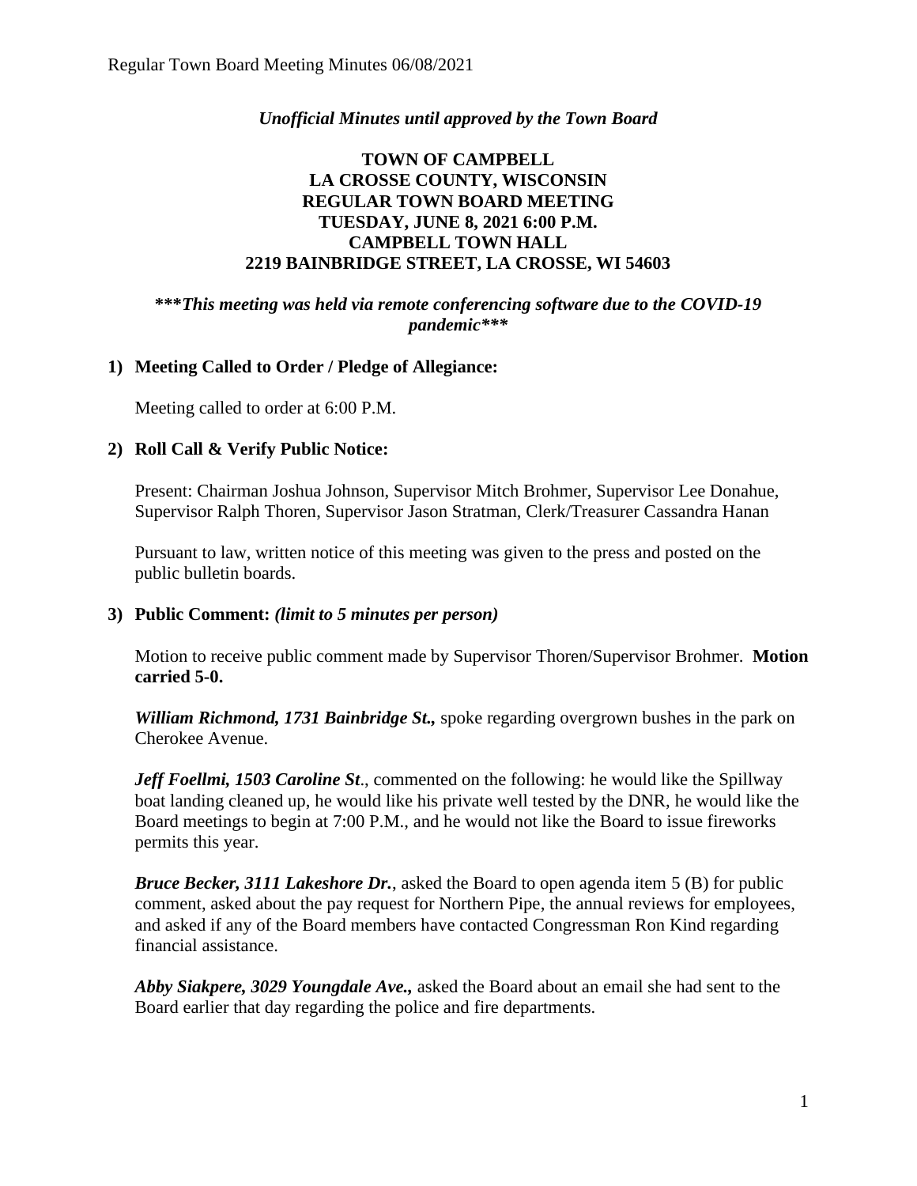*Unofficial Minutes until approved by the Town Board*

**TOWN OF CAMPBELL**
**LA CROSSE COUNTY, WISCONSIN**
**REGULAR TOWN BOARD MEETING**
**TUESDAY, JUNE 8, 2021 6:00 P.M.**
**CAMPBELL TOWN HALL**
**2219 BAINBRIDGE STREET, LA CROSSE, WI 54603**

***\*\*\*This meeting was held via remote conferencing software due to the COVID-19 pandemic\*\*\****

**1) Meeting Called to Order / Pledge of Allegiance:**

Meeting called to order at 6:00 P.M.

**2) Roll Call & Verify Public Notice:**

Present: Chairman Joshua Johnson, Supervisor Mitch Brohmer, Supervisor Lee Donahue, Supervisor Ralph Thoren, Supervisor Jason Stratman, Clerk/Treasurer Cassandra Hanan

Pursuant to law, written notice of this meeting was given to the press and posted on the public bulletin boards.

**3) Public Comment:** *(limit to 5 minutes per person)*

Motion to receive public comment made by Supervisor Thoren/Supervisor Brohmer. **Motion carried 5-0.**

***William Richmond, 1731 Bainbridge St.,*** spoke regarding overgrown bushes in the park on Cherokee Avenue.

***Jeff Foellmi, 1503 Caroline St***., commented on the following: he would like the Spillway boat landing cleaned up, he would like his private well tested by the DNR, he would like the Board meetings to begin at 7:00 P.M., and he would not like the Board to issue fireworks permits this year.

***Bruce Becker, 3111 Lakeshore Dr.***, asked the Board to open agenda item 5 (B) for public comment, asked about the pay request for Northern Pipe, the annual reviews for employees, and asked if any of the Board members have contacted Congressman Ron Kind regarding financial assistance.

***Abby Siakpere, 3029 Youngdale Ave.,*** asked the Board about an email she had sent to the Board earlier that day regarding the police and fire departments.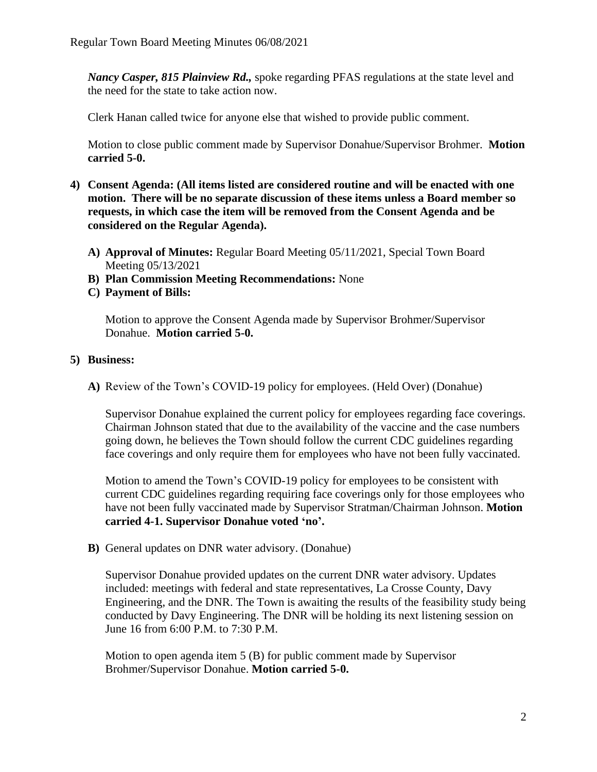*Nancy Casper, 815 Plainview Rd.,* spoke regarding PFAS regulations at the state level and the need for the state to take action now.

Clerk Hanan called twice for anyone else that wished to provide public comment.

Motion to close public comment made by Supervisor Donahue/Supervisor Brohmer. **Motion carried 5-0.**

4) **Consent Agenda: (All items listed are considered routine and will be enacted with one motion. There will be no separate discussion of these items unless a Board member so requests, in which case the item will be removed from the Consent Agenda and be considered on the Regular Agenda).**

   A) **Approval of Minutes:** Regular Board Meeting 05/11/2021, Special Town Board Meeting 05/13/2021
   B) **Plan Commission Meeting Recommendations:** None
   C) **Payment of Bills:**

   Motion to approve the Consent Agenda made by Supervisor Brohmer/Supervisor Donahue. **Motion carried 5-0.**

5) **Business:**

   **A)** Review of the Town's COVID-19 policy for employees. (Held Over) (Donahue)

   Supervisor Donahue explained the current policy for employees regarding face coverings. Chairman Johnson stated that due to the availability of the vaccine and the case numbers going down, he believes the Town should follow the current CDC guidelines regarding face coverings and only require them for employees who have not been fully vaccinated.

   Motion to amend the Town's COVID-19 policy for employees to be consistent with current CDC guidelines regarding requiring face coverings only for those employees who have not been fully vaccinated made by Supervisor Stratman/Chairman Johnson. **Motion carried 4-1. Supervisor Donahue voted 'no'.**

   **B)** General updates on DNR water advisory. (Donahue)

   Supervisor Donahue provided updates on the current DNR water advisory. Updates included: meetings with federal and state representatives, La Crosse County, Davy Engineering, and the DNR. The Town is awaiting the results of the feasibility study being conducted by Davy Engineering. The DNR will be holding its next listening session on June 16 from 6:00 P.M. to 7:30 P.M.

   Motion to open agenda item 5 (B) for public comment made by Supervisor Brohmer/Supervisor Donahue. **Motion carried 5-0.**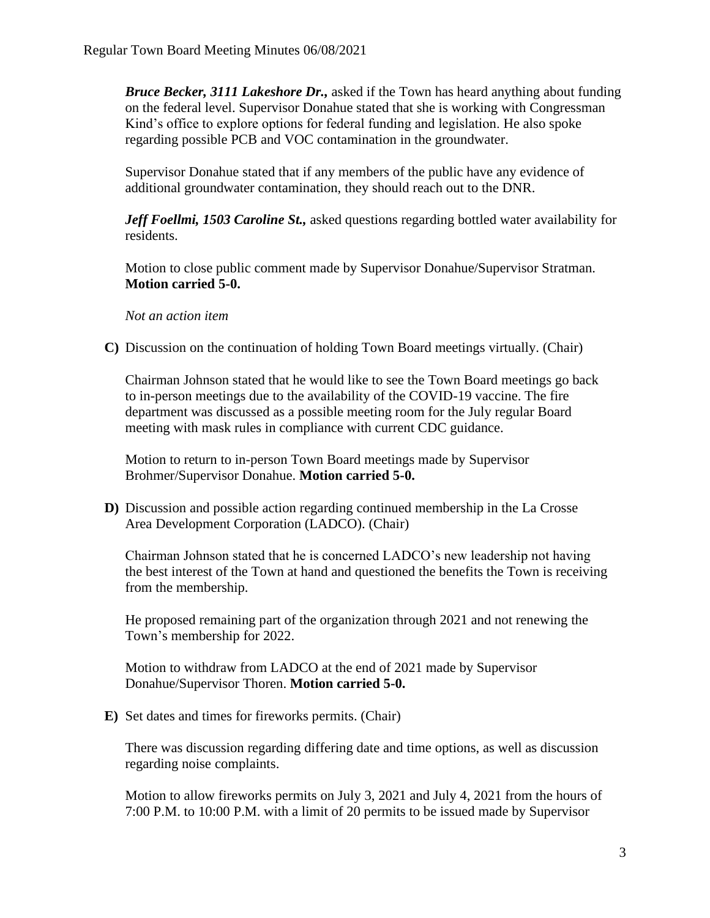***Bruce Becker, 3111 Lakeshore Dr.,*** asked if the Town has heard anything about funding on the federal level. Supervisor Donahue stated that she is working with Congressman Kind's office to explore options for federal funding and legislation. He also spoke regarding possible PCB and VOC contamination in the groundwater.

Supervisor Donahue stated that if any members of the public have any evidence of additional groundwater contamination, they should reach out to the DNR.

***Jeff Foellmi, 1503 Caroline St.,*** asked questions regarding bottled water availability for residents.

Motion to close public comment made by Supervisor Donahue/Supervisor Stratman. **Motion carried 5-0.**

*Not an action item*

**C)** Discussion on the continuation of holding Town Board meetings virtually. (Chair)

Chairman Johnson stated that he would like to see the Town Board meetings go back to in-person meetings due to the availability of the COVID-19 vaccine. The fire department was discussed as a possible meeting room for the July regular Board meeting with mask rules in compliance with current CDC guidance.

Motion to return to in-person Town Board meetings made by Supervisor Brohmer/Supervisor Donahue. **Motion carried 5-0.**

**D)** Discussion and possible action regarding continued membership in the La Crosse Area Development Corporation (LADCO). (Chair)

Chairman Johnson stated that he is concerned LADCO's new leadership not having the best interest of the Town at hand and questioned the benefits the Town is receiving from the membership.

He proposed remaining part of the organization through 2021 and not renewing the Town's membership for 2022.

Motion to withdraw from LADCO at the end of 2021 made by Supervisor Donahue/Supervisor Thoren. **Motion carried 5-0.**

**E)** Set dates and times for fireworks permits. (Chair)

There was discussion regarding differing date and time options, as well as discussion regarding noise complaints.

Motion to allow fireworks permits on July 3, 2021 and July 4, 2021 from the hours of 7:00 P.M. to 10:00 P.M. with a limit of 20 permits to be issued made by Supervisor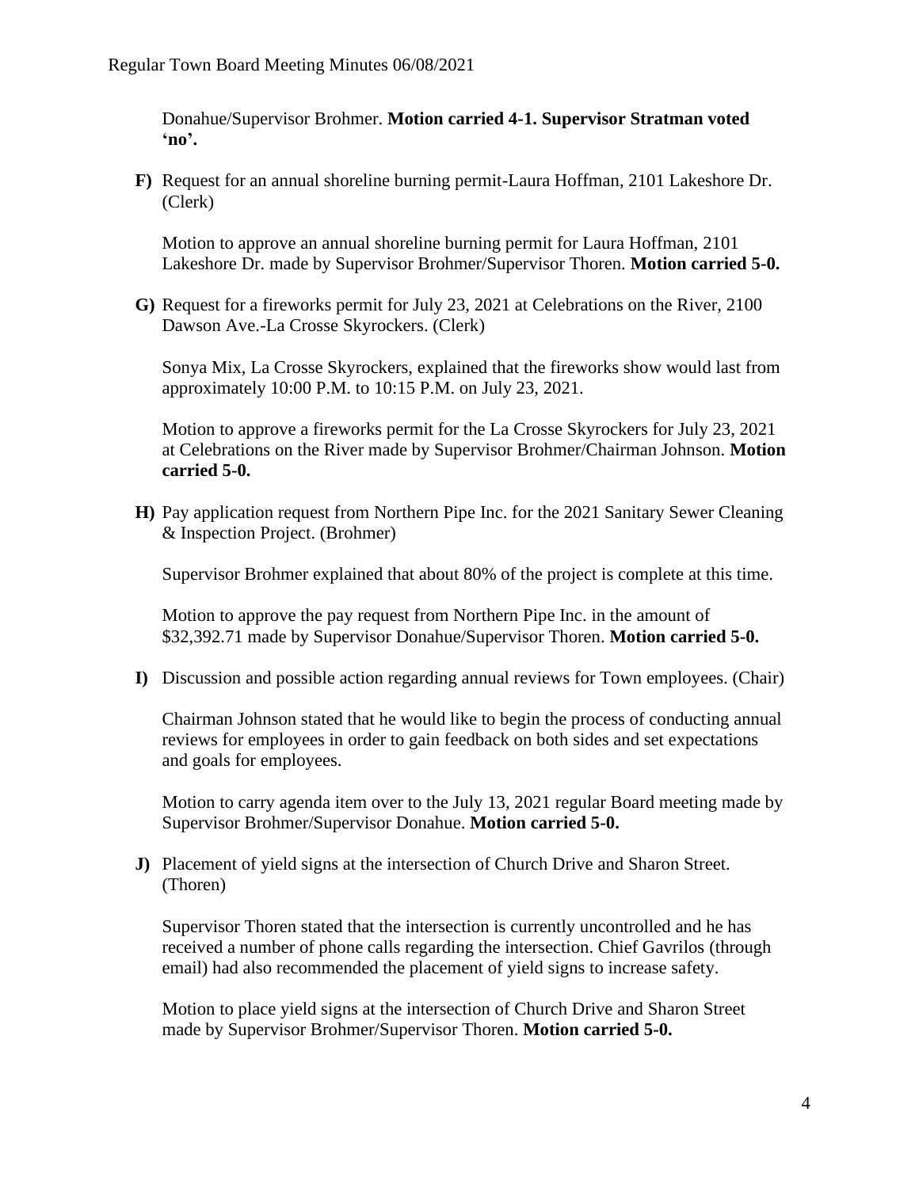Donahue/Supervisor Brohmer. **Motion carried 4-1. Supervisor Stratman voted 'no'.**

**F)** Request for an annual shoreline burning permit-Laura Hoffman, 2101 Lakeshore Dr. (Clerk)

Motion to approve an annual shoreline burning permit for Laura Hoffman, 2101 Lakeshore Dr. made by Supervisor Brohmer/Supervisor Thoren. **Motion carried 5-0.**

**G)** Request for a fireworks permit for July 23, 2021 at Celebrations on the River, 2100 Dawson Ave.-La Crosse Skyrockers. (Clerk)

Sonya Mix, La Crosse Skyrockers, explained that the fireworks show would last from approximately 10:00 P.M. to 10:15 P.M. on July 23, 2021.

Motion to approve a fireworks permit for the La Crosse Skyrockers for July 23, 2021 at Celebrations on the River made by Supervisor Brohmer/Chairman Johnson. **Motion carried 5-0.**

**H)** Pay application request from Northern Pipe Inc. for the 2021 Sanitary Sewer Cleaning & Inspection Project. (Brohmer)

Supervisor Brohmer explained that about 80% of the project is complete at this time.

Motion to approve the pay request from Northern Pipe Inc. in the amount of $32,392.71 made by Supervisor Donahue/Supervisor Thoren. **Motion carried 5-0.**

**I)** Discussion and possible action regarding annual reviews for Town employees. (Chair)

Chairman Johnson stated that he would like to begin the process of conducting annual reviews for employees in order to gain feedback on both sides and set expectations and goals for employees.

Motion to carry agenda item over to the July 13, 2021 regular Board meeting made by Supervisor Brohmer/Supervisor Donahue. **Motion carried 5-0.**

**J)** Placement of yield signs at the intersection of Church Drive and Sharon Street. (Thoren)

Supervisor Thoren stated that the intersection is currently uncontrolled and he has received a number of phone calls regarding the intersection. Chief Gavrilos (through email) had also recommended the placement of yield signs to increase safety.

Motion to place yield signs at the intersection of Church Drive and Sharon Street made by Supervisor Brohmer/Supervisor Thoren. **Motion carried 5-0.**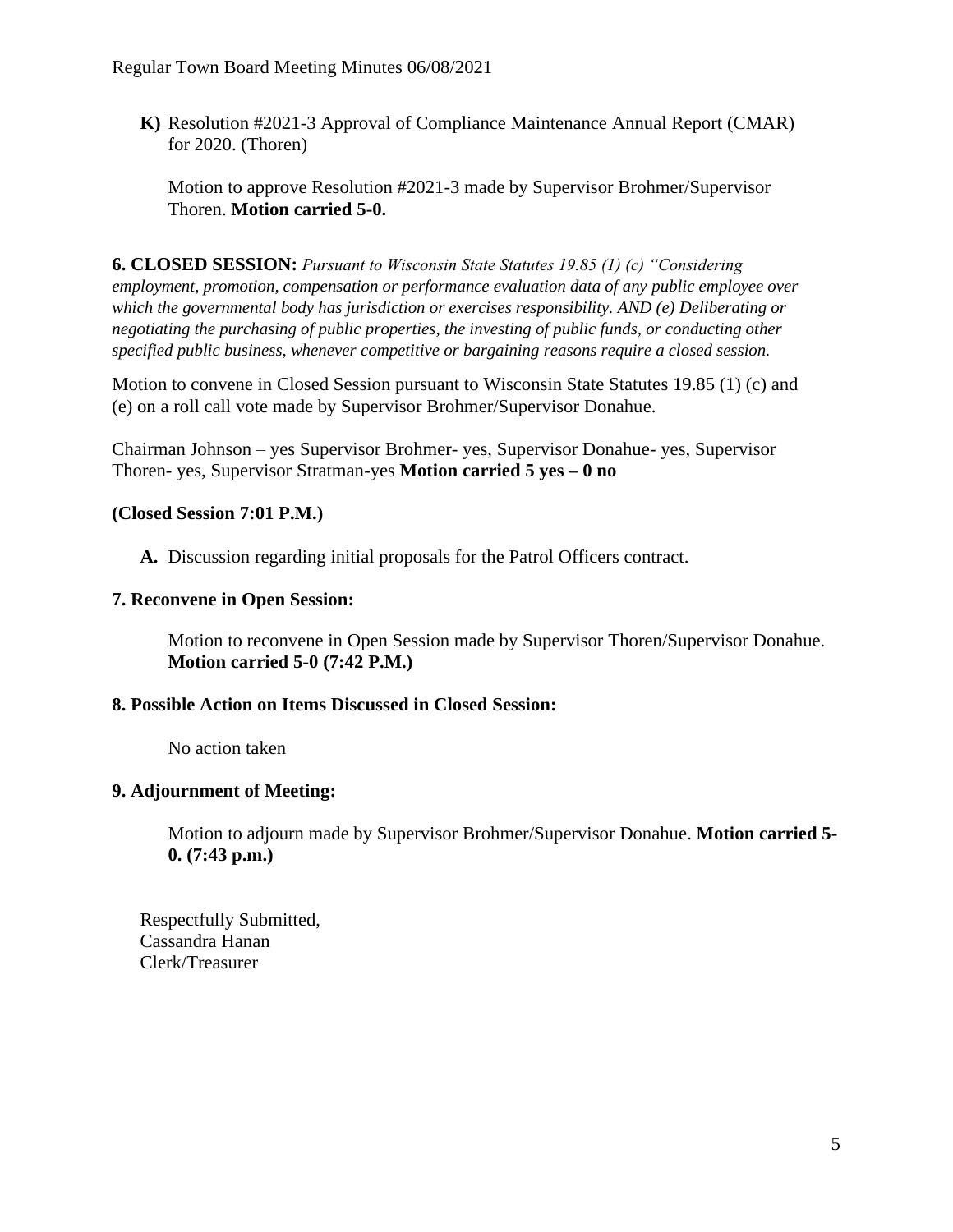**K)** Resolution #2021-3 Approval of Compliance Maintenance Annual Report (CMAR) for 2020. (Thoren)

Motion to approve Resolution #2021-3 made by Supervisor Brohmer/Supervisor Thoren. **Motion carried 5-0.**

**6. CLOSED SESSION:** *Pursuant to Wisconsin State Statutes 19.85 (1) (c) "Considering employment, promotion, compensation or performance evaluation data of any public employee over which the governmental body has jurisdiction or exercises responsibility. AND (e) Deliberating or negotiating the purchasing of public properties, the investing of public funds, or conducting other specified public business, whenever competitive or bargaining reasons require a closed session.*

Motion to convene in Closed Session pursuant to Wisconsin State Statutes 19.85 (1) (c) and (e) on a roll call vote made by Supervisor Brohmer/Supervisor Donahue.

Chairman Johnson – yes Supervisor Brohmer- yes, Supervisor Donahue- yes, Supervisor Thoren- yes, Supervisor Stratman-yes **Motion carried 5 yes – 0 no**

**(Closed Session 7:01 P.M.)**

**A.** Discussion regarding initial proposals for the Patrol Officers contract.

**7. Reconvene in Open Session:**

Motion to reconvene in Open Session made by Supervisor Thoren/Supervisor Donahue. **Motion carried 5-0 (7:42 P.M.)**

**8. Possible Action on Items Discussed in Closed Session:**

No action taken

**9. Adjournment of Meeting:**

Motion to adjourn made by Supervisor Brohmer/Supervisor Donahue. **Motion carried 5-0. (7:43 p.m.)**

Respectfully Submitted,
Cassandra Hanan
Clerk/Treasurer